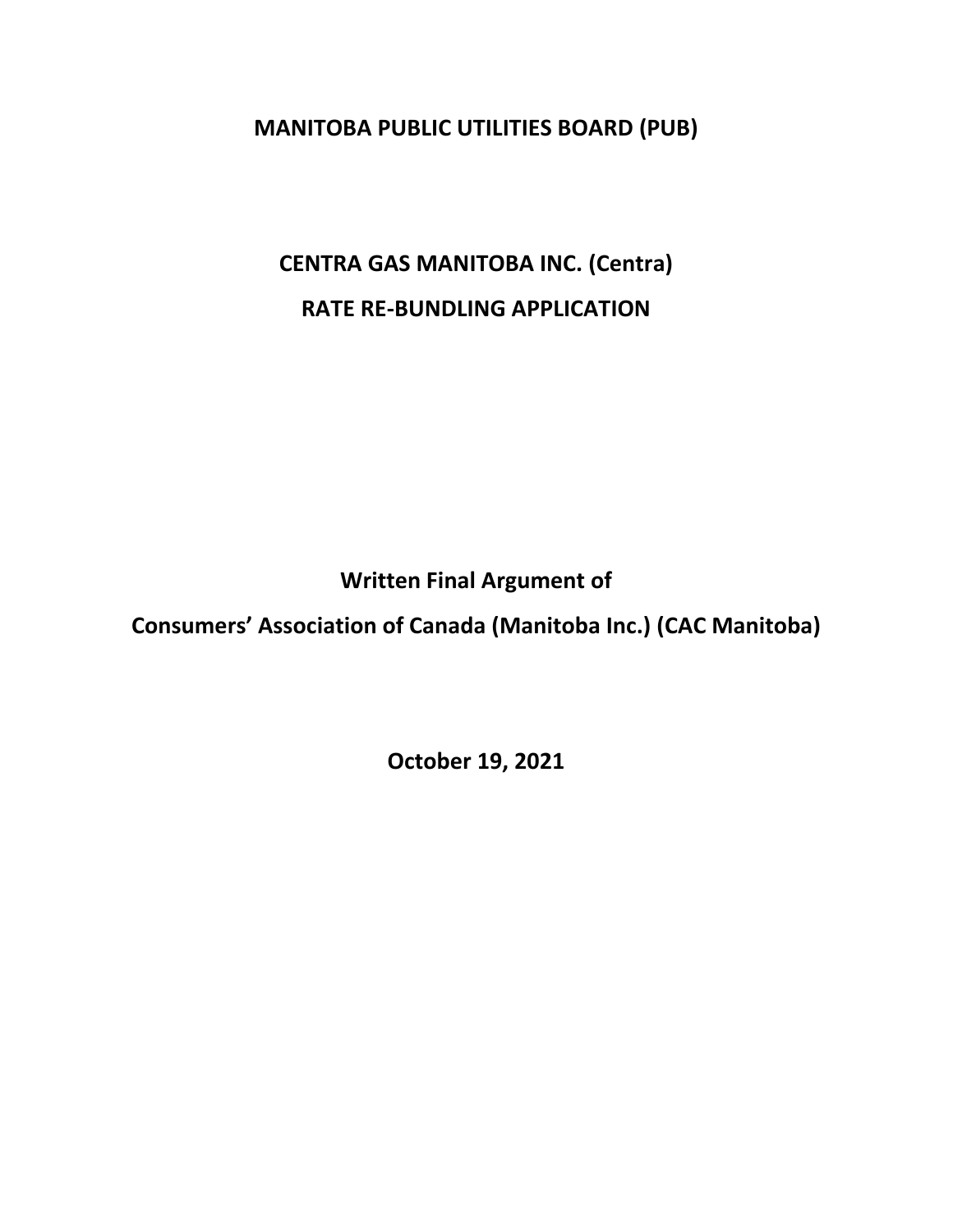# MANITOBA PUBLIC UTILITIES BOARD (PUB)

## CENTRA GAS MANITOBA INC. (Centra)

## RATE RE-BUNDLING APPLICATION

**Written Final Argument of**

**Consumers' Association of Canada (Manitoba Inc.) (CAC Manitoba)**

**October 19, 2021**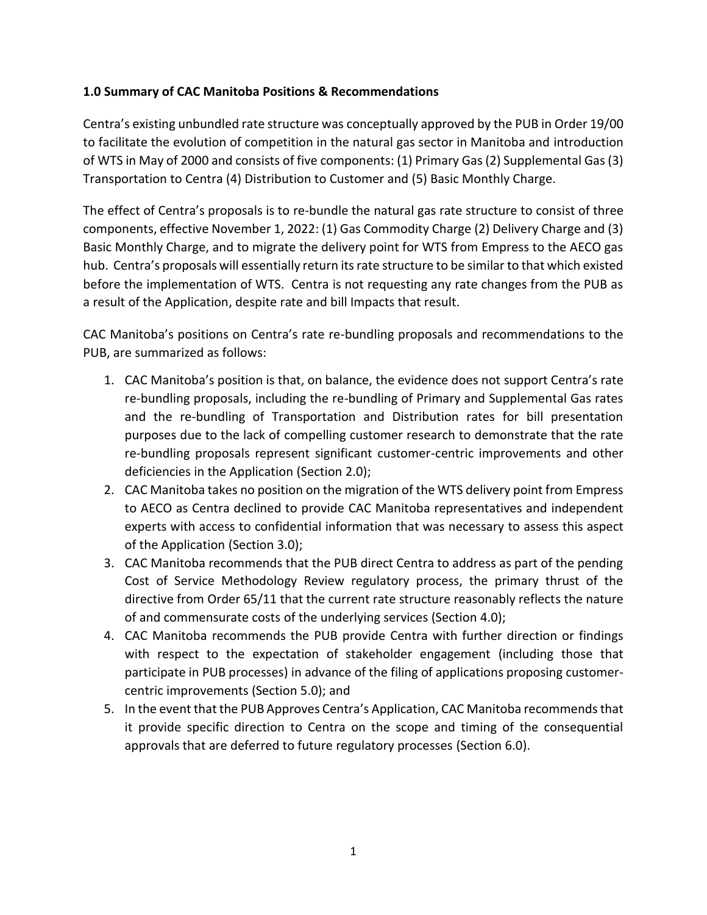## 1.0 Summary of CAC Manitoba Positions & Recommendations

Centra's existing unbundled rate structure was conceptually approved by the PUB in Order 19/00 to facilitate the evolution of competition in the natural gas sector in Manitoba and introduction of WTS in May of 2000 and consists of five components: (1) Primary Gas (2) Supplemental Gas (3) Transportation to Centra (4) Distribution to Customer and (5) Basic Monthly Charge.

The effect of Centra's proposals is to re-bundle the natural gas rate structure to consist of three components, effective November 1, 2022: (1) Gas Commodity Charge (2) Delivery Charge and (3) Basic Monthly Charge, and to migrate the delivery point for WTS from Empress to the AECO gas hub. Centra's proposals will essentially return its rate structure to be similar to that which existed before the implementation of WTS. Centra is not requesting any rate changes from the PUB as a result of the Application, despite rate and bill Impacts that result.

CAC Manitoba's positions on Centra's rate re-bundling proposals and recommendations to the PUB, are summarized as follows:

1. CAC Manitoba's position is that, on balance, the evidence does not support Centra's rate re-bundling proposals, including the re-bundling of Primary and Supplemental Gas rates and the re-bundling of Transportation and Distribution rates for bill presentation purposes due to the lack of compelling customer research to demonstrate that the rate re-bundling proposals represent significant customer-centric improvements and other deficiencies in the Application (Section 2.0);
2. CAC Manitoba takes no position on the migration of the WTS delivery point from Empress to AECO as Centra declined to provide CAC Manitoba representatives and independent experts with access to confidential information that was necessary to assess this aspect of the Application (Section 3.0);
3. CAC Manitoba recommends that the PUB direct Centra to address as part of the pending Cost of Service Methodology Review regulatory process, the primary thrust of the directive from Order 65/11 that the current rate structure reasonably reflects the nature of and commensurate costs of the underlying services (Section 4.0);
4. CAC Manitoba recommends the PUB provide Centra with further direction or findings with respect to the expectation of stakeholder engagement (including those that participate in PUB processes) in advance of the filing of applications proposing customer-centric improvements (Section 5.0); and
5. In the event that the PUB Approves Centra's Application, CAC Manitoba recommends that it provide specific direction to Centra on the scope and timing of the consequential approvals that are deferred to future regulatory processes (Section 6.0).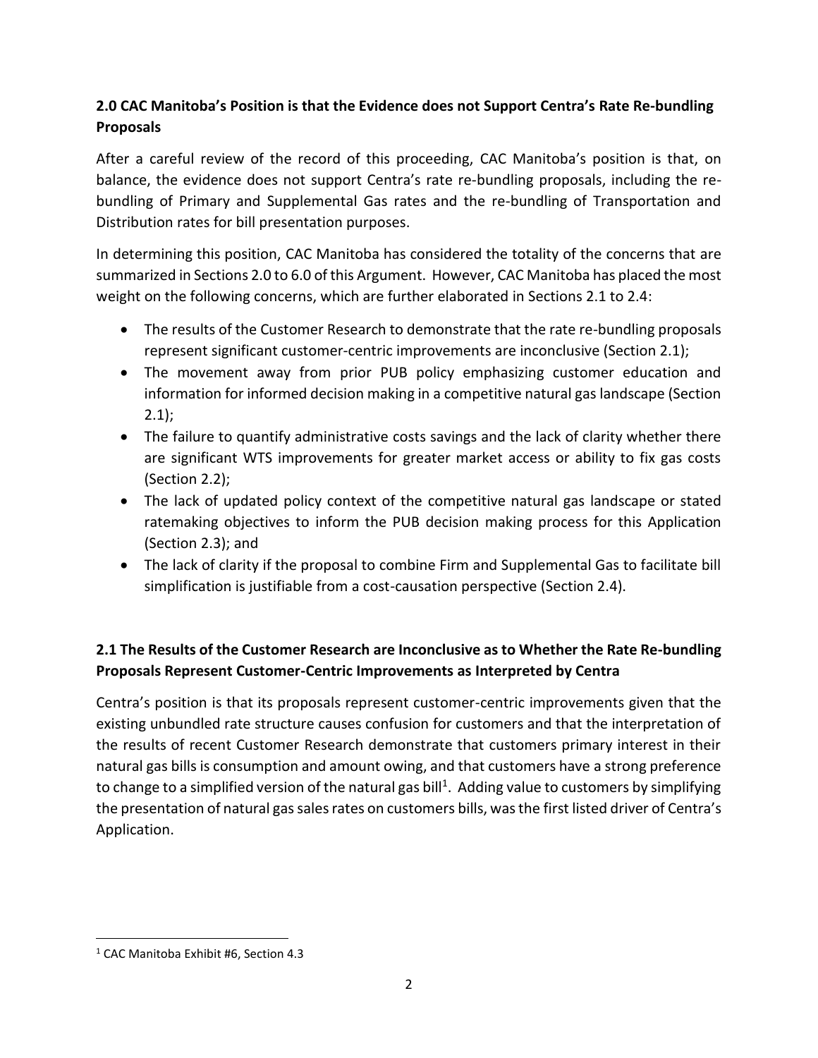## 2.0 CAC Manitoba's Position is that the Evidence does not Support Centra's Rate Re-bundling Proposals

After a careful review of the record of this proceeding, CAC Manitoba's position is that, on balance, the evidence does not support Centra's rate re-bundling proposals, including the re-bundling of Primary and Supplemental Gas rates and the re-bundling of Transportation and Distribution rates for bill presentation purposes.

In determining this position, CAC Manitoba has considered the totality of the concerns that are summarized in Sections 2.0 to 6.0 of this Argument. However, CAC Manitoba has placed the most weight on the following concerns, which are further elaborated in Sections 2.1 to 2.4:

- The results of the Customer Research to demonstrate that the rate re-bundling proposals represent significant customer-centric improvements are inconclusive (Section 2.1);
- The movement away from prior PUB policy emphasizing customer education and information for informed decision making in a competitive natural gas landscape (Section 2.1);
- The failure to quantify administrative costs savings and the lack of clarity whether there are significant WTS improvements for greater market access or ability to fix gas costs (Section 2.2);
- The lack of updated policy context of the competitive natural gas landscape or stated ratemaking objectives to inform the PUB decision making process for this Application (Section 2.3); and
- The lack of clarity if the proposal to combine Firm and Supplemental Gas to facilitate bill simplification is justifiable from a cost-causation perspective (Section 2.4).

## 2.1 The Results of the Customer Research are Inconclusive as to Whether the Rate Re-bundling Proposals Represent Customer-Centric Improvements as Interpreted by Centra

Centra's position is that its proposals represent customer-centric improvements given that the existing unbundled rate structure causes confusion for customers and that the interpretation of the results of recent Customer Research demonstrate that customers primary interest in their natural gas bills is consumption and amount owing, and that customers have a strong preference to change to a simplified version of the natural gas bill[1]. Adding value to customers by simplifying the presentation of natural gas sales rates on customers bills, was the first listed driver of Centra's Application.

[1] CAC Manitoba Exhibit #6, Section 4.3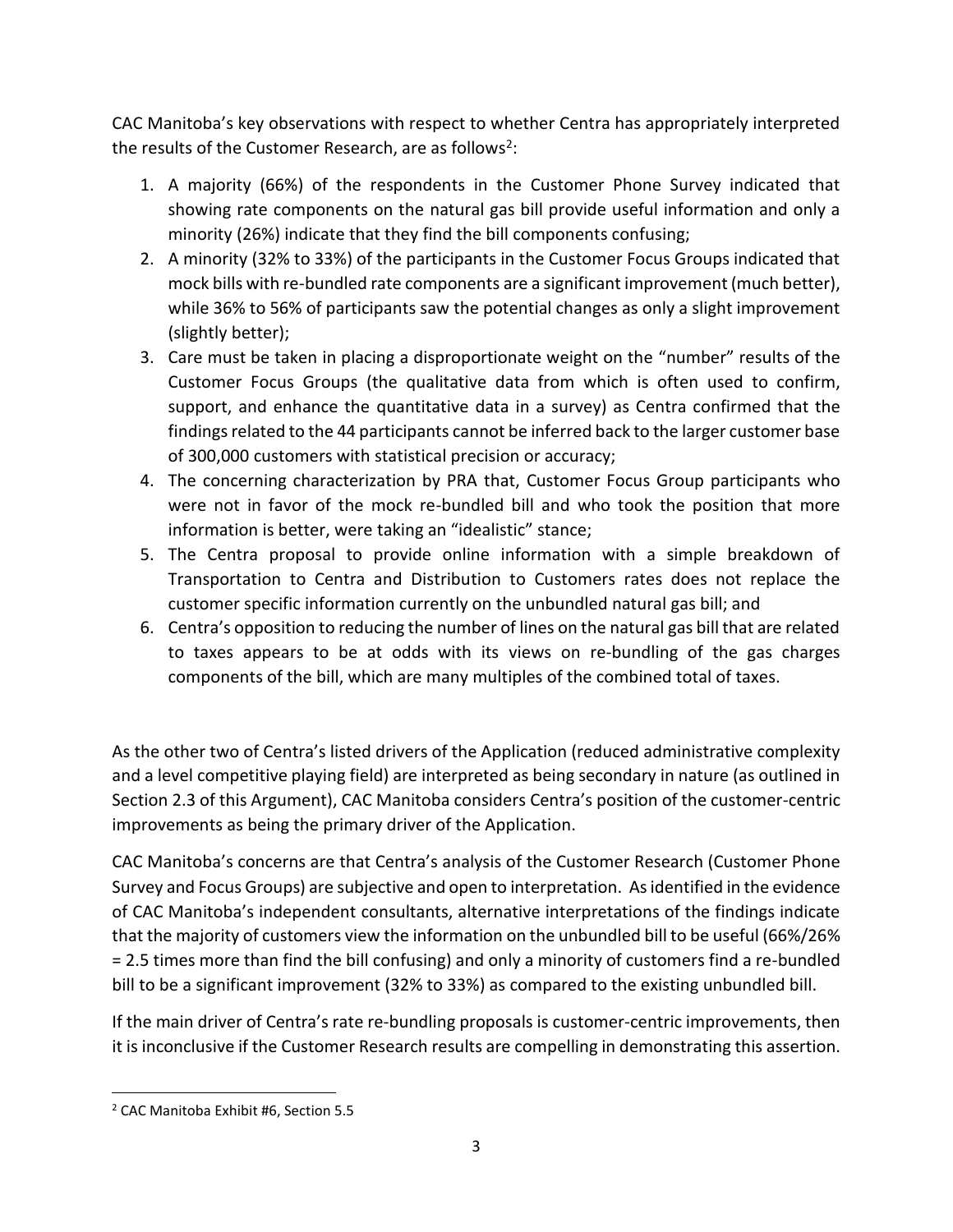CAC Manitoba's key observations with respect to whether Centra has appropriately interpreted the results of the Customer Research, are as follows[2]:

1. A majority (66%) of the respondents in the Customer Phone Survey indicated that showing rate components on the natural gas bill provide useful information and only a minority (26%) indicate that they find the bill components confusing;
2. A minority (32% to 33%) of the participants in the Customer Focus Groups indicated that mock bills with re-bundled rate components are a significant improvement (much better), while 36% to 56% of participants saw the potential changes as only a slight improvement (slightly better);
3. Care must be taken in placing a disproportionate weight on the "number" results of the Customer Focus Groups (the qualitative data from which is often used to confirm, support, and enhance the quantitative data in a survey) as Centra confirmed that the findings related to the 44 participants cannot be inferred back to the larger customer base of 300,000 customers with statistical precision or accuracy;
4. The concerning characterization by PRA that, Customer Focus Group participants who were not in favor of the mock re-bundled bill and who took the position that more information is better, were taking an "idealistic" stance;
5. The Centra proposal to provide online information with a simple breakdown of Transportation to Centra and Distribution to Customers rates does not replace the customer specific information currently on the unbundled natural gas bill; and
6. Centra's opposition to reducing the number of lines on the natural gas bill that are related to taxes appears to be at odds with its views on re-bundling of the gas charges components of the bill, which are many multiples of the combined total of taxes.

As the other two of Centra's listed drivers of the Application (reduced administrative complexity and a level competitive playing field) are interpreted as being secondary in nature (as outlined in Section 2.3 of this Argument), CAC Manitoba considers Centra's position of the customer-centric improvements as being the primary driver of the Application.

CAC Manitoba's concerns are that Centra's analysis of the Customer Research (Customer Phone Survey and Focus Groups) are subjective and open to interpretation. As identified in the evidence of CAC Manitoba's independent consultants, alternative interpretations of the findings indicate that the majority of customers view the information on the unbundled bill to be useful (66%/26% = 2.5 times more than find the bill confusing) and only a minority of customers find a re-bundled bill to be a significant improvement (32% to 33%) as compared to the existing unbundled bill.

If the main driver of Centra's rate re-bundling proposals is customer-centric improvements, then it is inconclusive if the Customer Research results are compelling in demonstrating this assertion.

[2] CAC Manitoba Exhibit #6, Section 5.5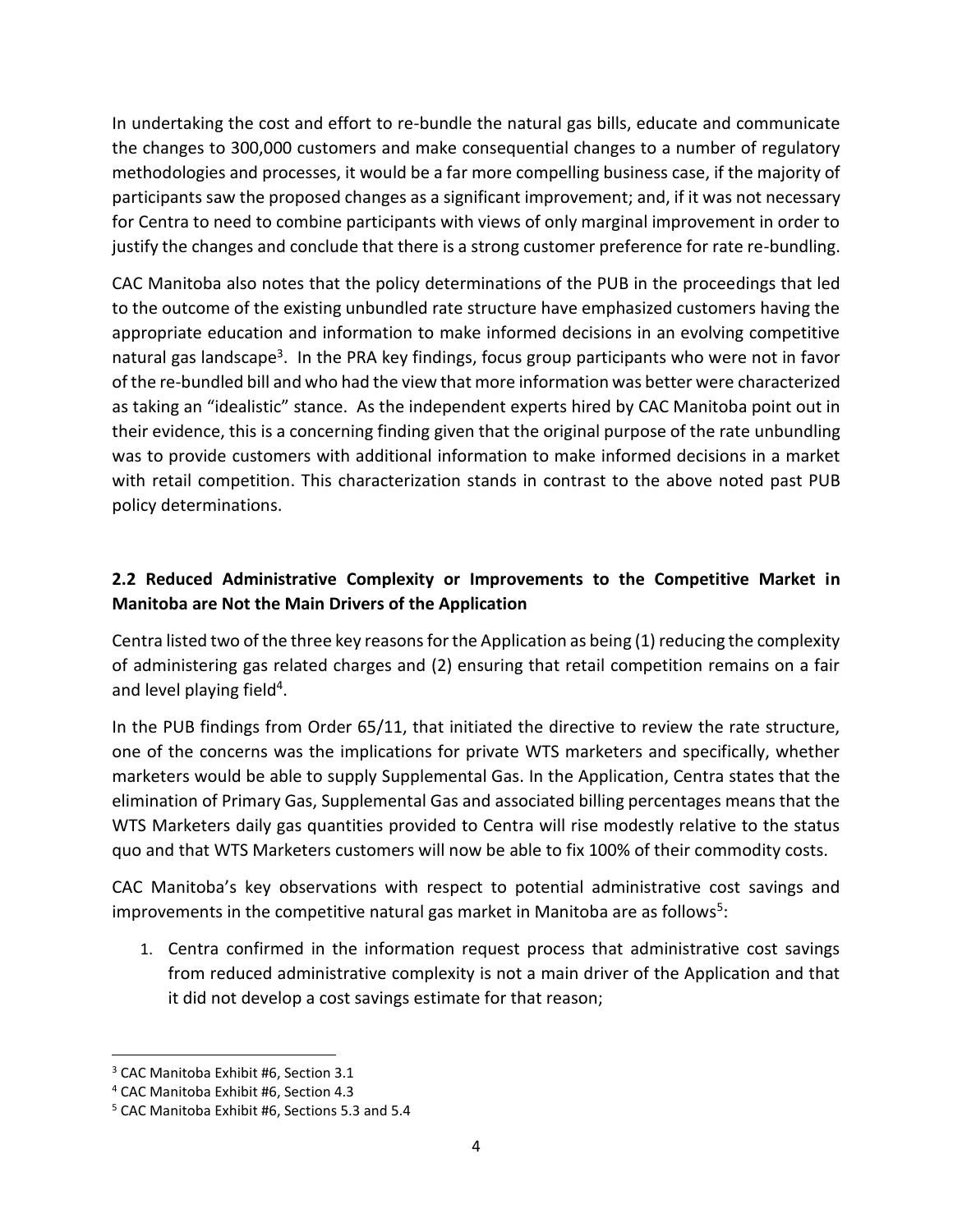In undertaking the cost and effort to re-bundle the natural gas bills, educate and communicate the changes to 300,000 customers and make consequential changes to a number of regulatory methodologies and processes, it would be a far more compelling business case, if the majority of participants saw the proposed changes as a significant improvement; and, if it was not necessary for Centra to need to combine participants with views of only marginal improvement in order to justify the changes and conclude that there is a strong customer preference for rate re-bundling.

CAC Manitoba also notes that the policy determinations of the PUB in the proceedings that led to the outcome of the existing unbundled rate structure have emphasized customers having the appropriate education and information to make informed decisions in an evolving competitive natural gas landscape[3]. In the PRA key findings, focus group participants who were not in favor of the re-bundled bill and who had the view that more information was better were characterized as taking an "idealistic" stance. As the independent experts hired by CAC Manitoba point out in their evidence, this is a concerning finding given that the original purpose of the rate unbundling was to provide customers with additional information to make informed decisions in a market with retail competition. This characterization stands in contrast to the above noted past PUB policy determinations.

## 2.2 Reduced Administrative Complexity or Improvements to the Competitive Market in Manitoba are Not the Main Drivers of the Application

Centra listed two of the three key reasons for the Application as being (1) reducing the complexity of administering gas related charges and (2) ensuring that retail competition remains on a fair and level playing field[4].

In the PUB findings from Order 65/11, that initiated the directive to review the rate structure, one of the concerns was the implications for private WTS marketers and specifically, whether marketers would be able to supply Supplemental Gas. In the Application, Centra states that the elimination of Primary Gas, Supplemental Gas and associated billing percentages means that the WTS Marketers daily gas quantities provided to Centra will rise modestly relative to the status quo and that WTS Marketers customers will now be able to fix 100% of their commodity costs.

CAC Manitoba's key observations with respect to potential administrative cost savings and improvements in the competitive natural gas market in Manitoba are as follows[5]:

1. Centra confirmed in the information request process that administrative cost savings from reduced administrative complexity is not a main driver of the Application and that it did not develop a cost savings estimate for that reason;

---

[3] CAC Manitoba Exhibit #6, Section 3.1

[4] CAC Manitoba Exhibit #6, Section 4.3

[5] CAC Manitoba Exhibit #6, Sections 5.3 and 5.4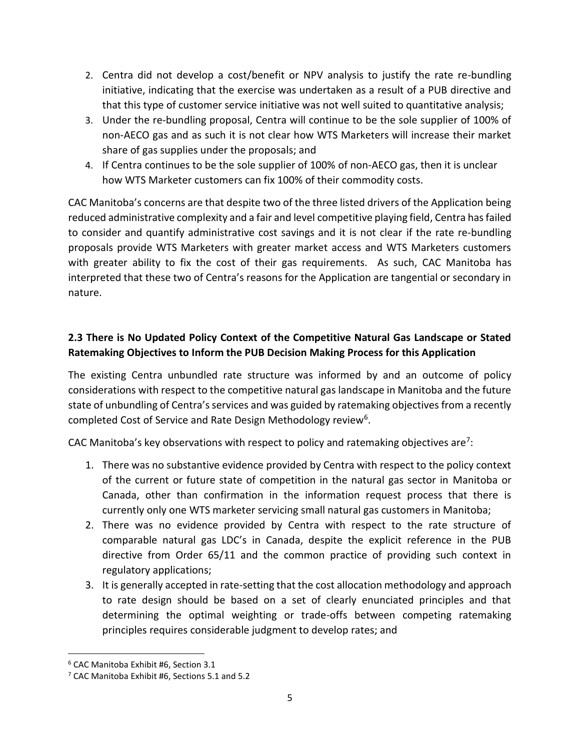2. Centra did not develop a cost/benefit or NPV analysis to justify the rate re-bundling initiative, indicating that the exercise was undertaken as a result of a PUB directive and that this type of customer service initiative was not well suited to quantitative analysis;
3. Under the re-bundling proposal, Centra will continue to be the sole supplier of 100% of non-AECO gas and as such it is not clear how WTS Marketers will increase their market share of gas supplies under the proposals; and
4. If Centra continues to be the sole supplier of 100% of non-AECO gas, then it is unclear how WTS Marketer customers can fix 100% of their commodity costs.

CAC Manitoba's concerns are that despite two of the three listed drivers of the Application being reduced administrative complexity and a fair and level competitive playing field, Centra has failed to consider and quantify administrative cost savings and it is not clear if the rate re-bundling proposals provide WTS Marketers with greater market access and WTS Marketers customers with greater ability to fix the cost of their gas requirements. As such, CAC Manitoba has interpreted that these two of Centra's reasons for the Application are tangential or secondary in nature.

### 2.3 There is No Updated Policy Context of the Competitive Natural Gas Landscape or Stated Ratemaking Objectives to Inform the PUB Decision Making Process for this Application

The existing Centra unbundled rate structure was informed by and an outcome of policy considerations with respect to the competitive natural gas landscape in Manitoba and the future state of unbundling of Centra's services and was guided by ratemaking objectives from a recently completed Cost of Service and Rate Design Methodology review[6].

CAC Manitoba's key observations with respect to policy and ratemaking objectives are[7]:

1. There was no substantive evidence provided by Centra with respect to the policy context of the current or future state of competition in the natural gas sector in Manitoba or Canada, other than confirmation in the information request process that there is currently only one WTS marketer servicing small natural gas customers in Manitoba;
2. There was no evidence provided by Centra with respect to the rate structure of comparable natural gas LDC's in Canada, despite the explicit reference in the PUB directive from Order 65/11 and the common practice of providing such context in regulatory applications;
3. It is generally accepted in rate-setting that the cost allocation methodology and approach to rate design should be based on a set of clearly enunciated principles and that determining the optimal weighting or trade-offs between competing ratemaking principles requires considerable judgment to develop rates; and

[6] CAC Manitoba Exhibit #6, Section 3.1

[7] CAC Manitoba Exhibit #6, Sections 5.1 and 5.2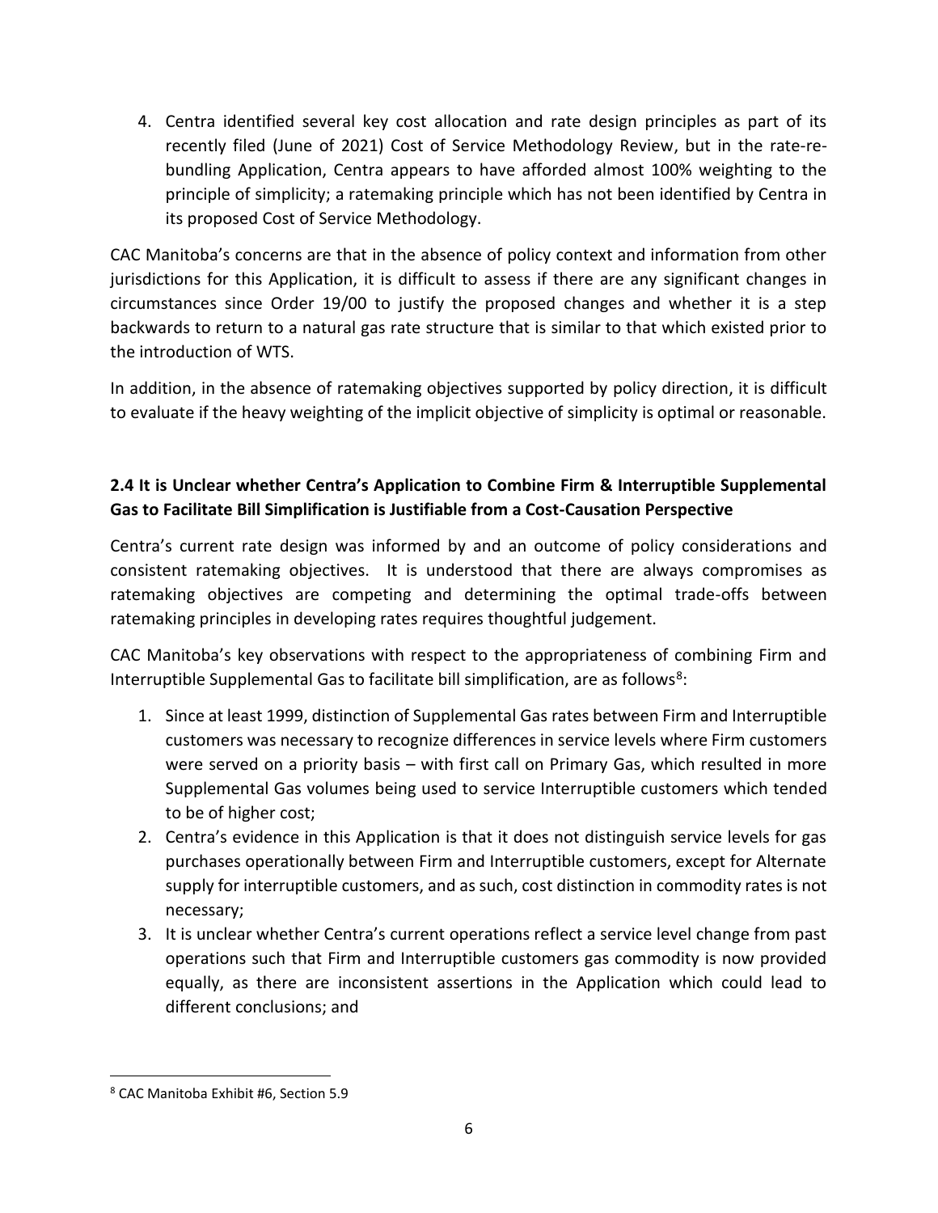4. Centra identified several key cost allocation and rate design principles as part of its recently filed (June of 2021) Cost of Service Methodology Review, but in the rate-re-bundling Application, Centra appears to have afforded almost 100% weighting to the principle of simplicity; a ratemaking principle which has not been identified by Centra in its proposed Cost of Service Methodology.

CAC Manitoba's concerns are that in the absence of policy context and information from other jurisdictions for this Application, it is difficult to assess if there are any significant changes in circumstances since Order 19/00 to justify the proposed changes and whether it is a step backwards to return to a natural gas rate structure that is similar to that which existed prior to the introduction of WTS.

In addition, in the absence of ratemaking objectives supported by policy direction, it is difficult to evaluate if the heavy weighting of the implicit objective of simplicity is optimal or reasonable.

### 2.4 It is Unclear whether Centra's Application to Combine Firm & Interruptible Supplemental Gas to Facilitate Bill Simplification is Justifiable from a Cost-Causation Perspective

Centra's current rate design was informed by and an outcome of policy considerations and consistent ratemaking objectives. It is understood that there are always compromises as ratemaking objectives are competing and determining the optimal trade-offs between ratemaking principles in developing rates requires thoughtful judgement.

CAC Manitoba's key observations with respect to the appropriateness of combining Firm and Interruptible Supplemental Gas to facilitate bill simplification, are as follows[8]:

1. Since at least 1999, distinction of Supplemental Gas rates between Firm and Interruptible customers was necessary to recognize differences in service levels where Firm customers were served on a priority basis – with first call on Primary Gas, which resulted in more Supplemental Gas volumes being used to service Interruptible customers which tended to be of higher cost;
2. Centra's evidence in this Application is that it does not distinguish service levels for gas purchases operationally between Firm and Interruptible customers, except for Alternate supply for interruptible customers, and as such, cost distinction in commodity rates is not necessary;
3. It is unclear whether Centra's current operations reflect a service level change from past operations such that Firm and Interruptible customers gas commodity is now provided equally, as there are inconsistent assertions in the Application which could lead to different conclusions; and

[8] CAC Manitoba Exhibit #6, Section 5.9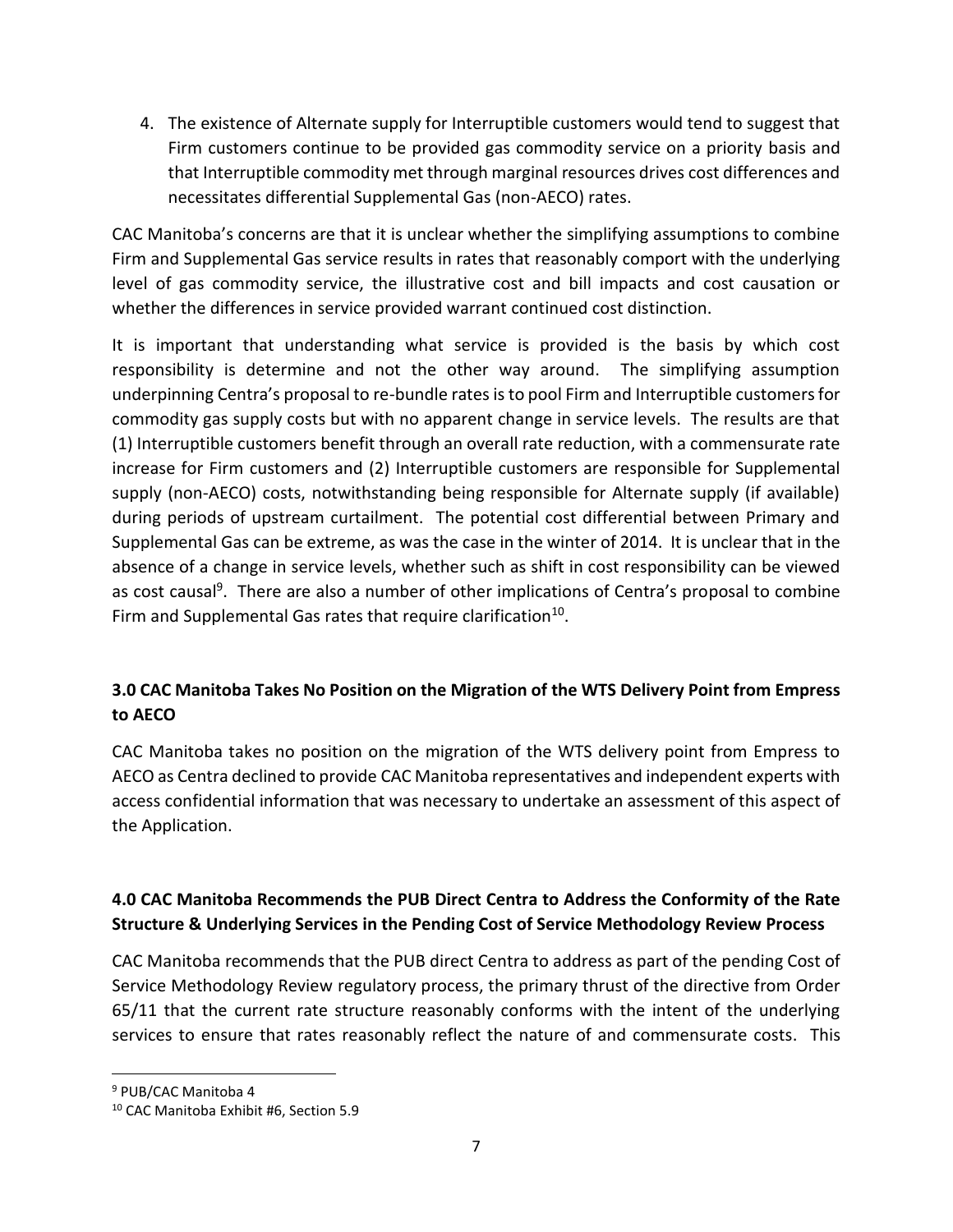4. The existence of Alternate supply for Interruptible customers would tend to suggest that Firm customers continue to be provided gas commodity service on a priority basis and that Interruptible commodity met through marginal resources drives cost differences and necessitates differential Supplemental Gas (non-AECO) rates.

CAC Manitoba's concerns are that it is unclear whether the simplifying assumptions to combine Firm and Supplemental Gas service results in rates that reasonably comport with the underlying level of gas commodity service, the illustrative cost and bill impacts and cost causation or whether the differences in service provided warrant continued cost distinction.

It is important that understanding what service is provided is the basis by which cost responsibility is determine and not the other way around. The simplifying assumption underpinning Centra's proposal to re-bundle rates is to pool Firm and Interruptible customers for commodity gas supply costs but with no apparent change in service levels. The results are that (1) Interruptible customers benefit through an overall rate reduction, with a commensurate rate increase for Firm customers and (2) Interruptible customers are responsible for Supplemental supply (non-AECO) costs, notwithstanding being responsible for Alternate supply (if available) during periods of upstream curtailment. The potential cost differential between Primary and Supplemental Gas can be extreme, as was the case in the winter of 2014. It is unclear that in the absence of a change in service levels, whether such as shift in cost responsibility can be viewed as cost causal[9]. There are also a number of other implications of Centra's proposal to combine Firm and Supplemental Gas rates that require clarification[10].

## 3.0 CAC Manitoba Takes No Position on the Migration of the WTS Delivery Point from Empress to AECO

CAC Manitoba takes no position on the migration of the WTS delivery point from Empress to AECO as Centra declined to provide CAC Manitoba representatives and independent experts with access confidential information that was necessary to undertake an assessment of this aspect of the Application.

## 4.0 CAC Manitoba Recommends the PUB Direct Centra to Address the Conformity of the Rate Structure & Underlying Services in the Pending Cost of Service Methodology Review Process

CAC Manitoba recommends that the PUB direct Centra to address as part of the pending Cost of Service Methodology Review regulatory process, the primary thrust of the directive from Order 65/11 that the current rate structure reasonably conforms with the intent of the underlying services to ensure that rates reasonably reflect the nature of and commensurate costs. This

[9] PUB/CAC Manitoba 4

[10] CAC Manitoba Exhibit #6, Section 5.9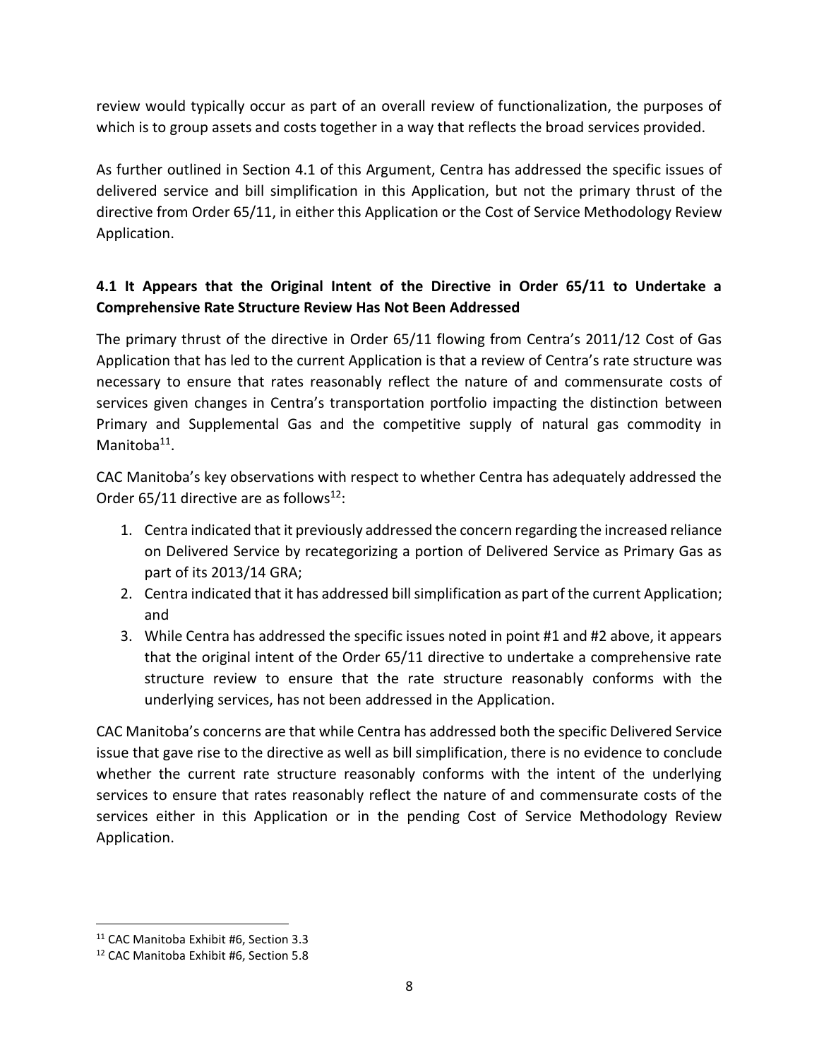review would typically occur as part of an overall review of functionalization, the purposes of which is to group assets and costs together in a way that reflects the broad services provided.

As further outlined in Section 4.1 of this Argument, Centra has addressed the specific issues of delivered service and bill simplification in this Application, but not the primary thrust of the directive from Order 65/11, in either this Application or the Cost of Service Methodology Review Application.

### 4.1 It Appears that the Original Intent of the Directive in Order 65/11 to Undertake a Comprehensive Rate Structure Review Has Not Been Addressed

The primary thrust of the directive in Order 65/11 flowing from Centra's 2011/12 Cost of Gas Application that has led to the current Application is that a review of Centra's rate structure was necessary to ensure that rates reasonably reflect the nature of and commensurate costs of services given changes in Centra's transportation portfolio impacting the distinction between Primary and Supplemental Gas and the competitive supply of natural gas commodity in Manitoba[11].

CAC Manitoba's key observations with respect to whether Centra has adequately addressed the Order 65/11 directive are as follows[12]:

1. Centra indicated that it previously addressed the concern regarding the increased reliance on Delivered Service by recategorizing a portion of Delivered Service as Primary Gas as part of its 2013/14 GRA;
2. Centra indicated that it has addressed bill simplification as part of the current Application; and
3. While Centra has addressed the specific issues noted in point #1 and #2 above, it appears that the original intent of the Order 65/11 directive to undertake a comprehensive rate structure review to ensure that the rate structure reasonably conforms with the underlying services, has not been addressed in the Application.

CAC Manitoba's concerns are that while Centra has addressed both the specific Delivered Service issue that gave rise to the directive as well as bill simplification, there is no evidence to conclude whether the current rate structure reasonably conforms with the intent of the underlying services to ensure that rates reasonably reflect the nature of and commensurate costs of the services either in this Application or in the pending Cost of Service Methodology Review Application.

---

[11] CAC Manitoba Exhibit #6, Section 3.3

[12] CAC Manitoba Exhibit #6, Section 5.8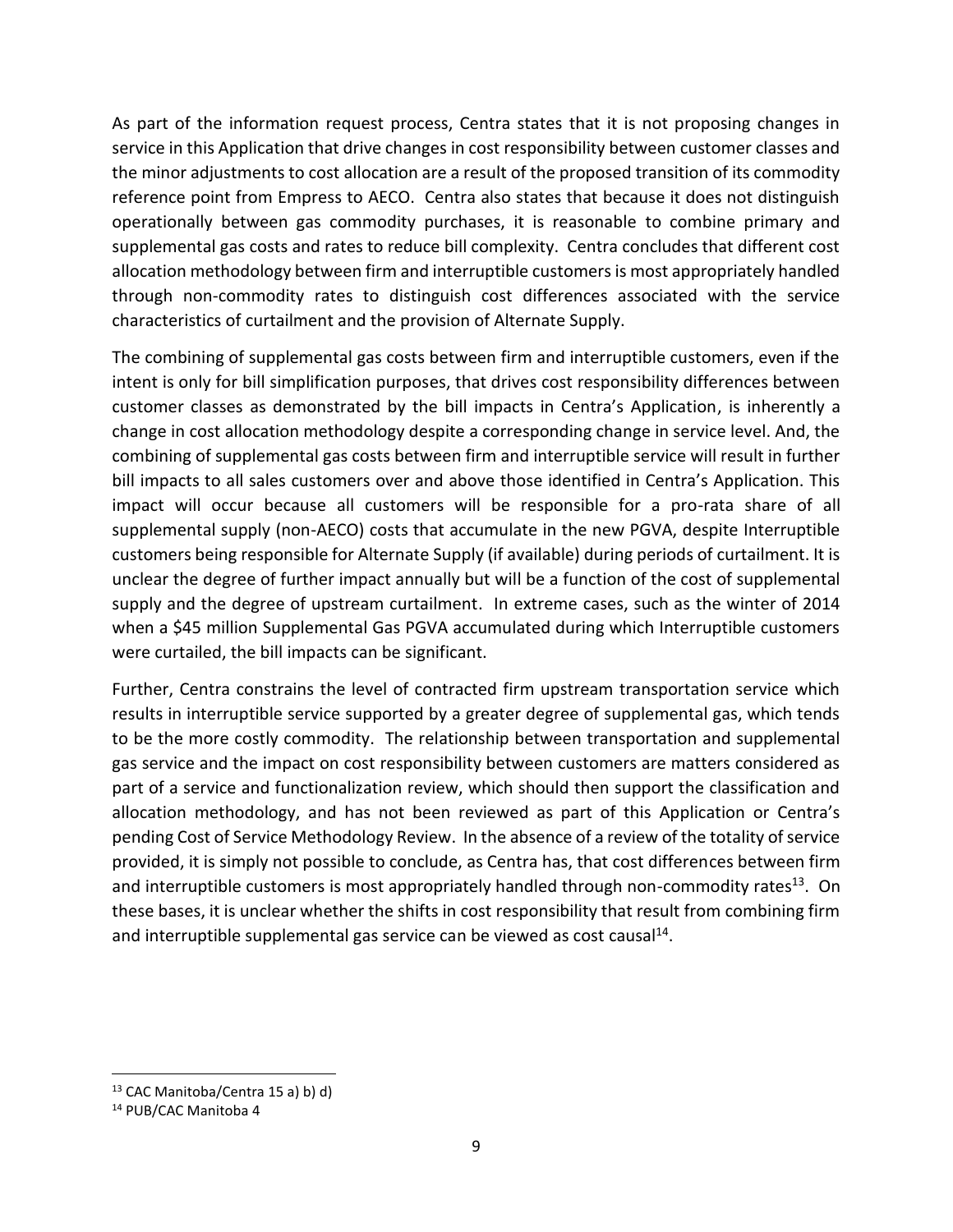As part of the information request process, Centra states that it is not proposing changes in service in this Application that drive changes in cost responsibility between customer classes and the minor adjustments to cost allocation are a result of the proposed transition of its commodity reference point from Empress to AECO. Centra also states that because it does not distinguish operationally between gas commodity purchases, it is reasonable to combine primary and supplemental gas costs and rates to reduce bill complexity. Centra concludes that different cost allocation methodology between firm and interruptible customers is most appropriately handled through non-commodity rates to distinguish cost differences associated with the service characteristics of curtailment and the provision of Alternate Supply.

The combining of supplemental gas costs between firm and interruptible customers, even if the intent is only for bill simplification purposes, that drives cost responsibility differences between customer classes as demonstrated by the bill impacts in Centra's Application, is inherently a change in cost allocation methodology despite a corresponding change in service level. And, the combining of supplemental gas costs between firm and interruptible service will result in further bill impacts to all sales customers over and above those identified in Centra's Application. This impact will occur because all customers will be responsible for a pro-rata share of all supplemental supply (non-AECO) costs that accumulate in the new PGVA, despite Interruptible customers being responsible for Alternate Supply (if available) during periods of curtailment. It is unclear the degree of further impact annually but will be a function of the cost of supplemental supply and the degree of upstream curtailment. In extreme cases, such as the winter of 2014 when a $45 million Supplemental Gas PGVA accumulated during which Interruptible customers were curtailed, the bill impacts can be significant.

Further, Centra constrains the level of contracted firm upstream transportation service which results in interruptible service supported by a greater degree of supplemental gas, which tends to be the more costly commodity. The relationship between transportation and supplemental gas service and the impact on cost responsibility between customers are matters considered as part of a service and functionalization review, which should then support the classification and allocation methodology, and has not been reviewed as part of this Application or Centra's pending Cost of Service Methodology Review. In the absence of a review of the totality of service provided, it is simply not possible to conclude, as Centra has, that cost differences between firm and interruptible customers is most appropriately handled through non-commodity rates[13]. On these bases, it is unclear whether the shifts in cost responsibility that result from combining firm and interruptible supplemental gas service can be viewed as cost causal[14].

[13] CAC Manitoba/Centra 15 a) b) d)

[14] PUB/CAC Manitoba 4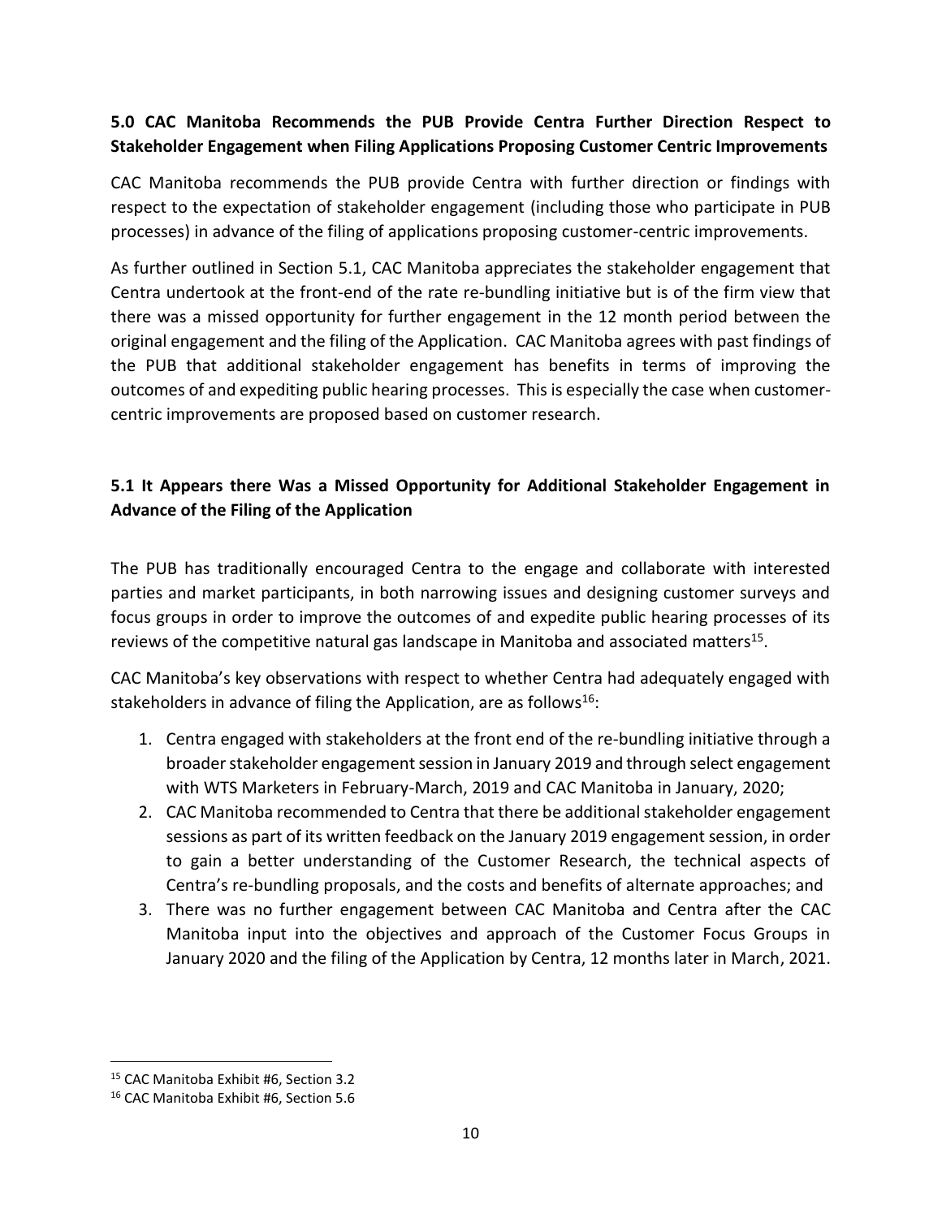## 5.0 CAC Manitoba Recommends the PUB Provide Centra Further Direction Respect to Stakeholder Engagement when Filing Applications Proposing Customer Centric Improvements

CAC Manitoba recommends the PUB provide Centra with further direction or findings with respect to the expectation of stakeholder engagement (including those who participate in PUB processes) in advance of the filing of applications proposing customer-centric improvements.

As further outlined in Section 5.1, CAC Manitoba appreciates the stakeholder engagement that Centra undertook at the front-end of the rate re-bundling initiative but is of the firm view that there was a missed opportunity for further engagement in the 12 month period between the original engagement and the filing of the Application. CAC Manitoba agrees with past findings of the PUB that additional stakeholder engagement has benefits in terms of improving the outcomes of and expediting public hearing processes. This is especially the case when customer-centric improvements are proposed based on customer research.

### 5.1 It Appears there Was a Missed Opportunity for Additional Stakeholder Engagement in Advance of the Filing of the Application

The PUB has traditionally encouraged Centra to the engage and collaborate with interested parties and market participants, in both narrowing issues and designing customer surveys and focus groups in order to improve the outcomes of and expedite public hearing processes of its reviews of the competitive natural gas landscape in Manitoba and associated matters[15].

CAC Manitoba's key observations with respect to whether Centra had adequately engaged with stakeholders in advance of filing the Application, are as follows[16]:

1. Centra engaged with stakeholders at the front end of the re-bundling initiative through a broader stakeholder engagement session in January 2019 and through select engagement with WTS Marketers in February-March, 2019 and CAC Manitoba in January, 2020;
2. CAC Manitoba recommended to Centra that there be additional stakeholder engagement sessions as part of its written feedback on the January 2019 engagement session, in order to gain a better understanding of the Customer Research, the technical aspects of Centra's re-bundling proposals, and the costs and benefits of alternate approaches; and
3. There was no further engagement between CAC Manitoba and Centra after the CAC Manitoba input into the objectives and approach of the Customer Focus Groups in January 2020 and the filing of the Application by Centra, 12 months later in March, 2021.

---

[15] CAC Manitoba Exhibit #6, Section 3.2

[16] CAC Manitoba Exhibit #6, Section 5.6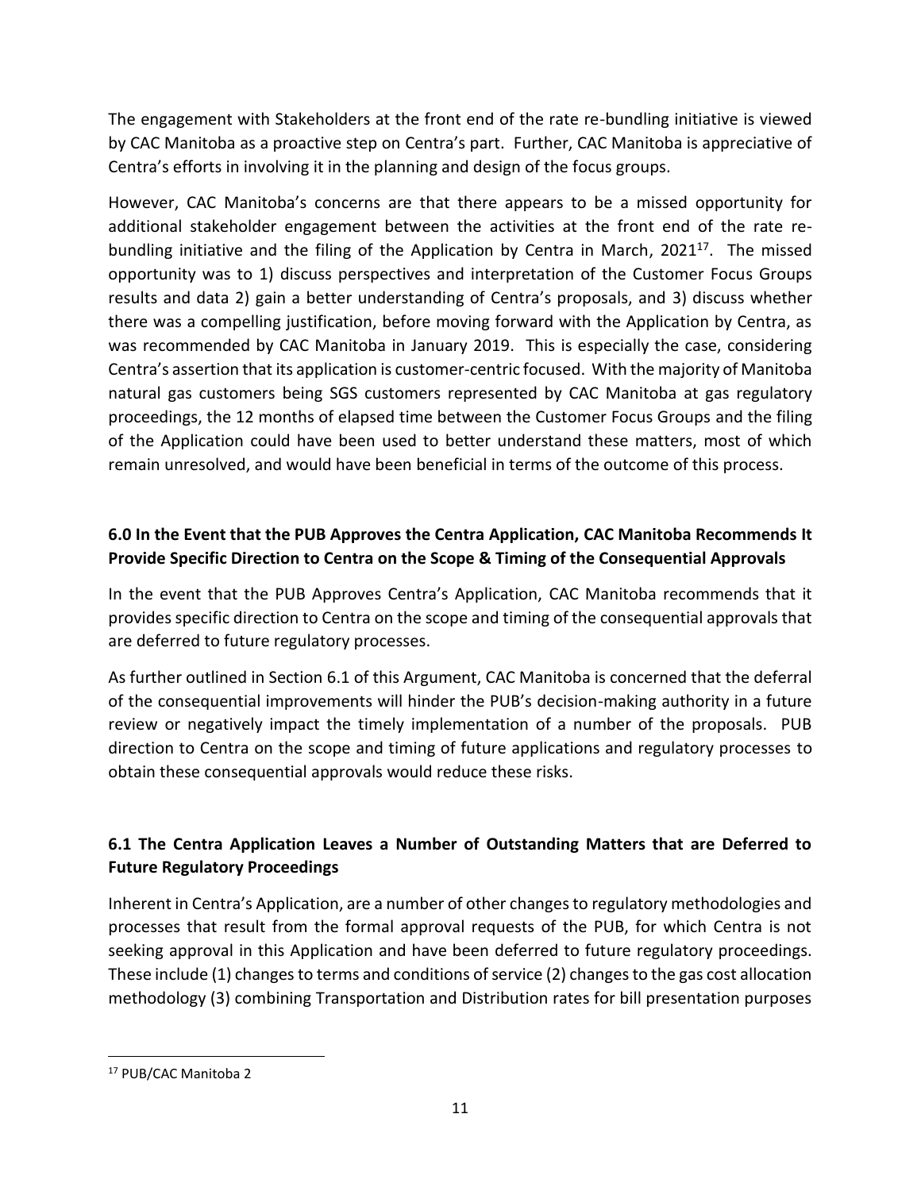The engagement with Stakeholders at the front end of the rate re-bundling initiative is viewed by CAC Manitoba as a proactive step on Centra's part. Further, CAC Manitoba is appreciative of Centra's efforts in involving it in the planning and design of the focus groups.

However, CAC Manitoba's concerns are that there appears to be a missed opportunity for additional stakeholder engagement between the activities at the front end of the rate re-bundling initiative and the filing of the Application by Centra in March, 2021[17]. The missed opportunity was to 1) discuss perspectives and interpretation of the Customer Focus Groups results and data 2) gain a better understanding of Centra's proposals, and 3) discuss whether there was a compelling justification, before moving forward with the Application by Centra, as was recommended by CAC Manitoba in January 2019. This is especially the case, considering Centra's assertion that its application is customer-centric focused. With the majority of Manitoba natural gas customers being SGS customers represented by CAC Manitoba at gas regulatory proceedings, the 12 months of elapsed time between the Customer Focus Groups and the filing of the Application could have been used to better understand these matters, most of which remain unresolved, and would have been beneficial in terms of the outcome of this process.

## 6.0 In the Event that the PUB Approves the Centra Application, CAC Manitoba Recommends It Provide Specific Direction to Centra on the Scope & Timing of the Consequential Approvals

In the event that the PUB Approves Centra's Application, CAC Manitoba recommends that it provides specific direction to Centra on the scope and timing of the consequential approvals that are deferred to future regulatory processes.

As further outlined in Section 6.1 of this Argument, CAC Manitoba is concerned that the deferral of the consequential improvements will hinder the PUB's decision-making authority in a future review or negatively impact the timely implementation of a number of the proposals. PUB direction to Centra on the scope and timing of future applications and regulatory processes to obtain these consequential approvals would reduce these risks.

## 6.1 The Centra Application Leaves a Number of Outstanding Matters that are Deferred to Future Regulatory Proceedings

Inherent in Centra's Application, are a number of other changes to regulatory methodologies and processes that result from the formal approval requests of the PUB, for which Centra is not seeking approval in this Application and have been deferred to future regulatory proceedings. These include (1) changes to terms and conditions of service (2) changes to the gas cost allocation methodology (3) combining Transportation and Distribution rates for bill presentation purposes

[17] PUB/CAC Manitoba 2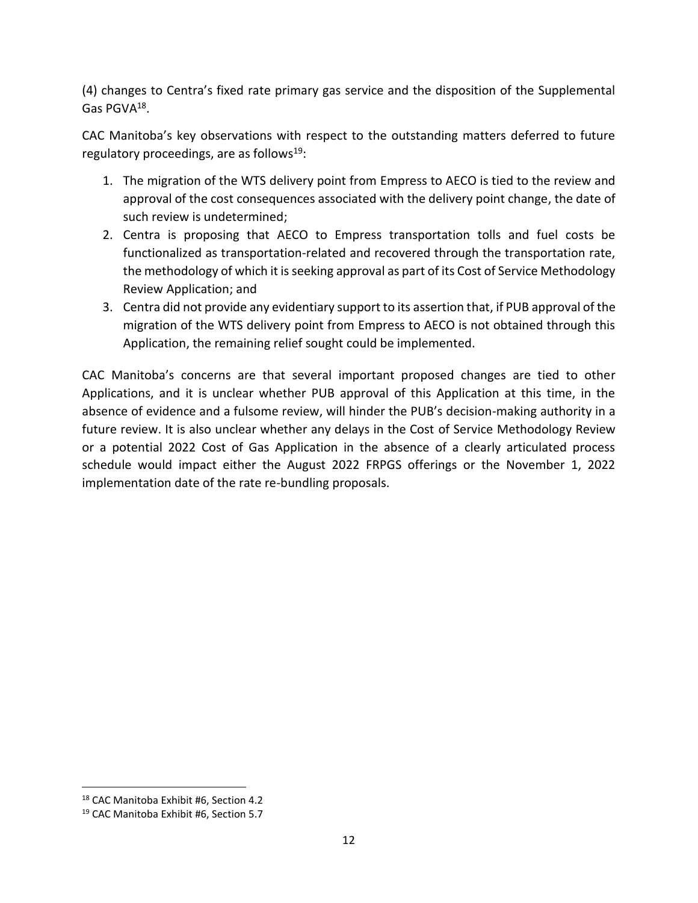(4) changes to Centra's fixed rate primary gas service and the disposition of the Supplemental Gas PGVA[18].

CAC Manitoba's key observations with respect to the outstanding matters deferred to future regulatory proceedings, are as follows[19]:

1. The migration of the WTS delivery point from Empress to AECO is tied to the review and approval of the cost consequences associated with the delivery point change, the date of such review is undetermined;
2. Centra is proposing that AECO to Empress transportation tolls and fuel costs be functionalized as transportation-related and recovered through the transportation rate, the methodology of which it is seeking approval as part of its Cost of Service Methodology Review Application; and
3. Centra did not provide any evidentiary support to its assertion that, if PUB approval of the migration of the WTS delivery point from Empress to AECO is not obtained through this Application, the remaining relief sought could be implemented.

CAC Manitoba's concerns are that several important proposed changes are tied to other Applications, and it is unclear whether PUB approval of this Application at this time, in the absence of evidence and a fulsome review, will hinder the PUB's decision-making authority in a future review. It is also unclear whether any delays in the Cost of Service Methodology Review or a potential 2022 Cost of Gas Application in the absence of a clearly articulated process schedule would impact either the August 2022 FRPGS offerings or the November 1, 2022 implementation date of the rate re-bundling proposals.

---

[18] CAC Manitoba Exhibit #6, Section 4.2

[19] CAC Manitoba Exhibit #6, Section 5.7